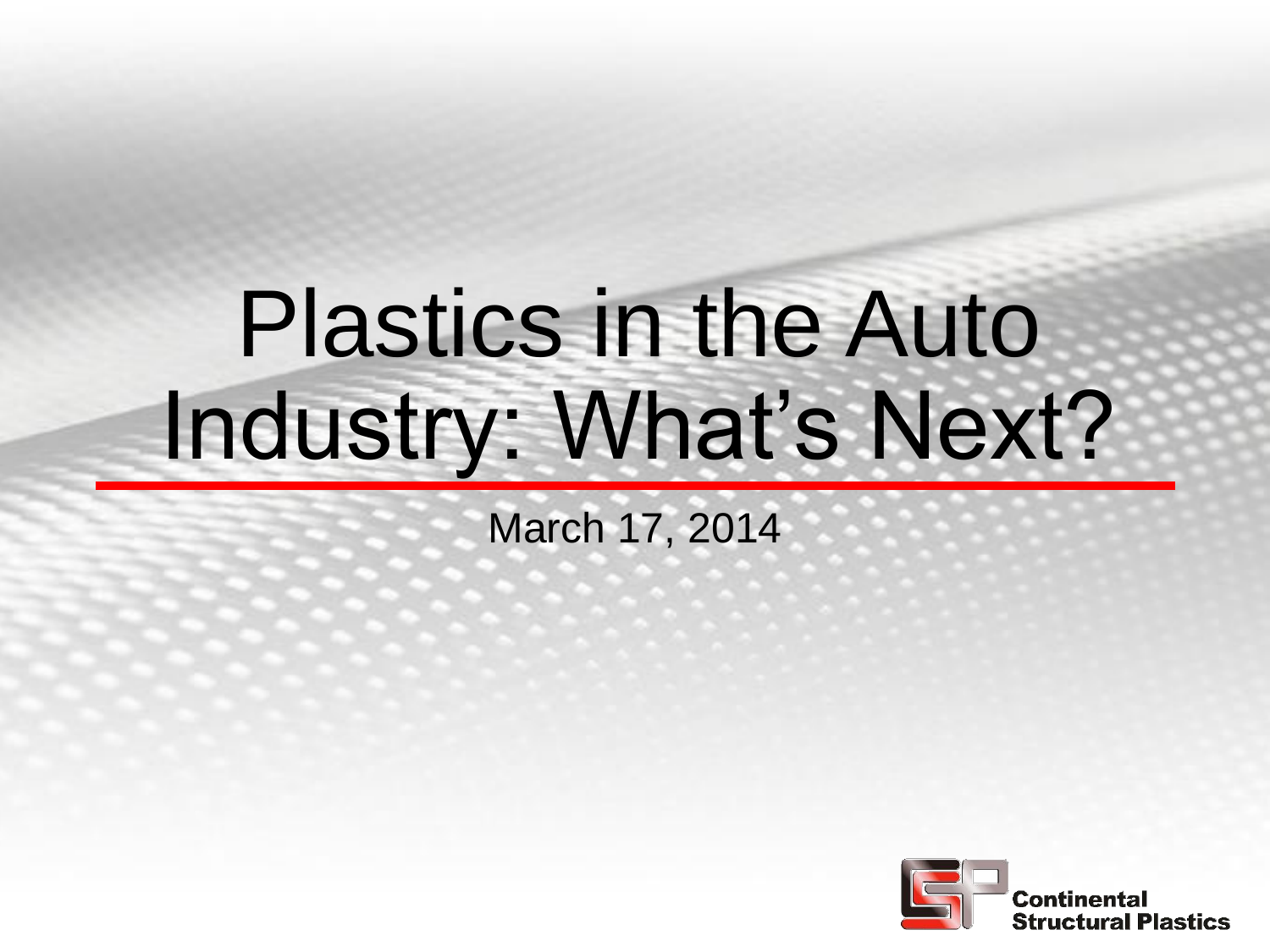# Plastics in the Auto Industry: What's Next?

March 17, 2014

Continental Structural Plastics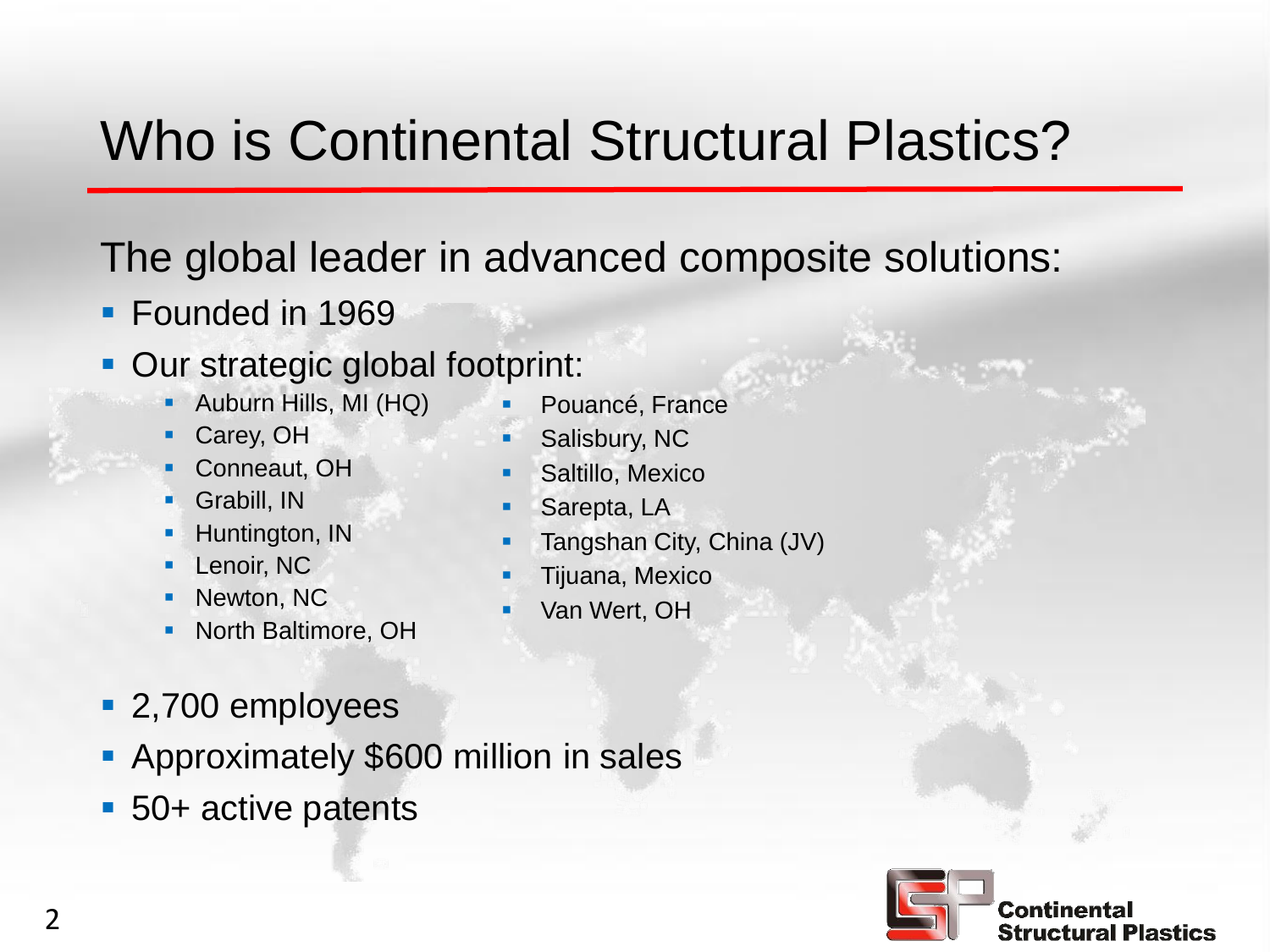# Who is Continental Structural Plastics?

The global leader in advanced composite solutions:

- Founded in 1969
- Our strategic global footprint:
  - Auburn Hills, MI (HQ)
  - Carey, OH
  - Conneaut, OH
  - Grabill, IN
  - Huntington, IN
  - Lenoir, NC
  - Newton, NC
  - North Baltimore, OH
  - Pouancé, France
  - Salisbury, NC
  - Saltillo, Mexico
  - Sarepta, LA
  - Tangshan City, China (JV)
  - Tijuana, Mexico
  - Van Wert, OH
- 2,700 employees
- Approximately $600 million in sales
- 50+ active patents

Continental Structural Plastics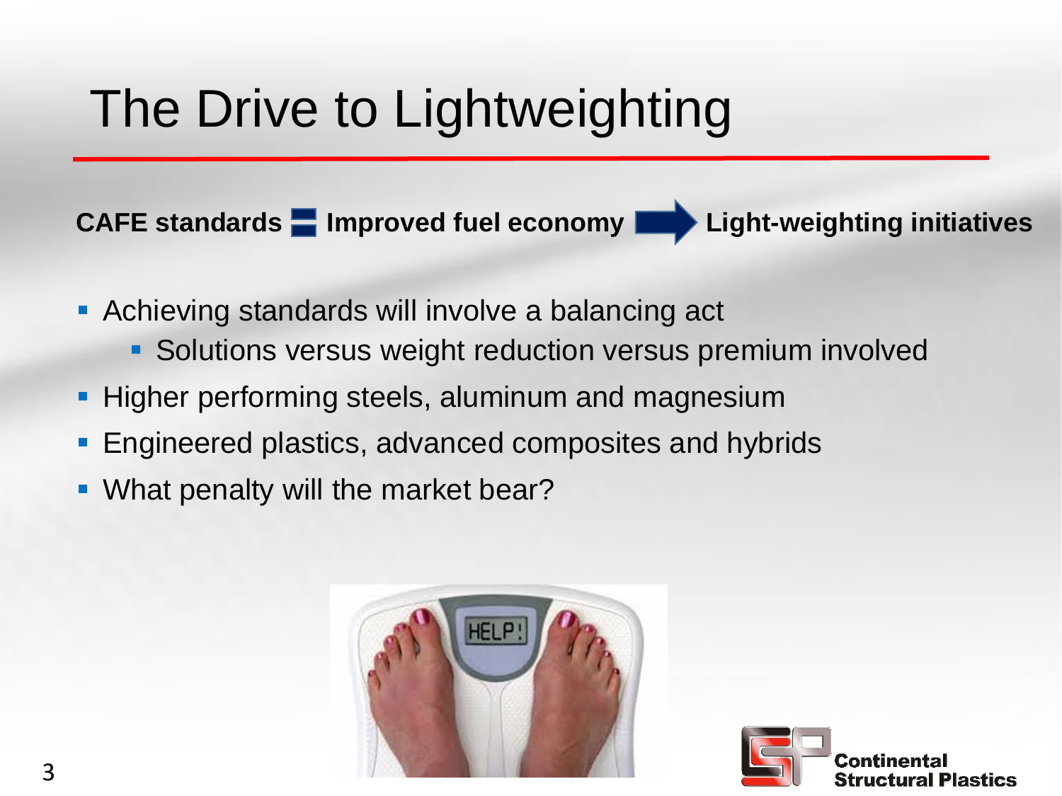# The Drive to Lightweighting

**CAFE standards = Improved fuel economy → Light-weighting initiatives**

- Achieving standards will involve a balancing act
  - Solutions versus weight reduction versus premium involved
- Higher performing steels, aluminum and magnesium
- Engineered plastics, advanced composites and hybrids
- What penalty will the market bear?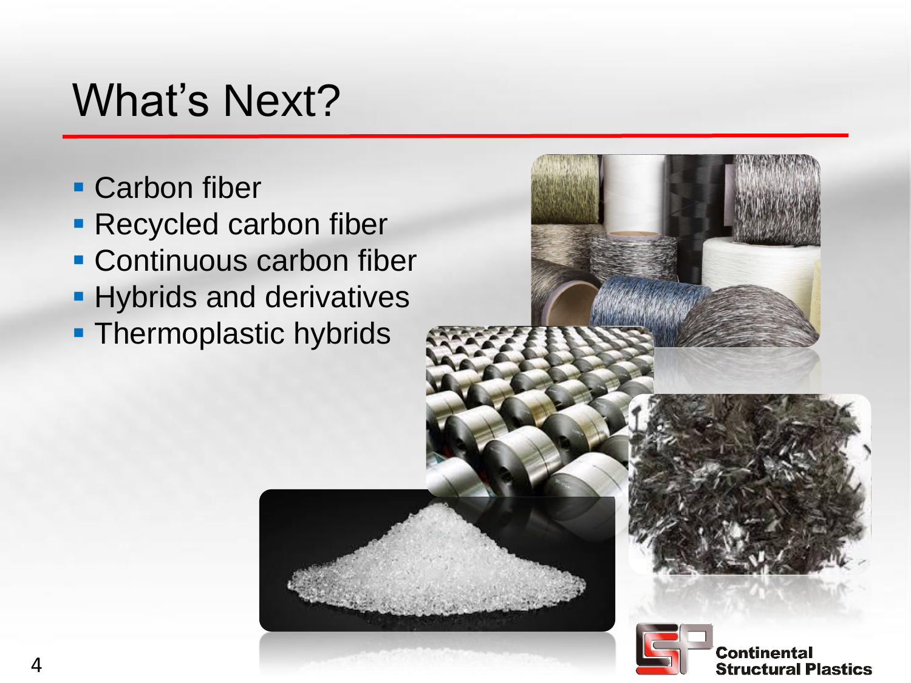# What's Next?

- Carbon fiber
- Recycled carbon fiber
- Continuous carbon fiber
- Hybrids and derivatives
- Thermoplastic hybrids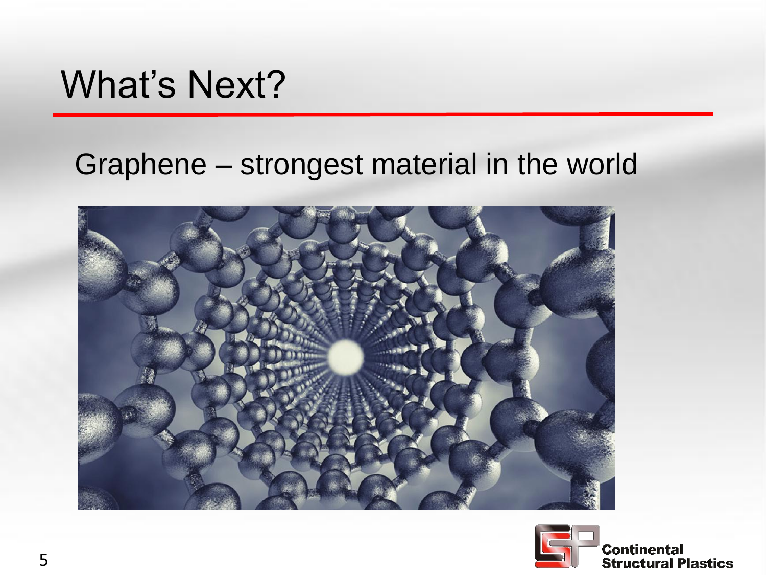# What's Next?

Graphene – strongest material in the world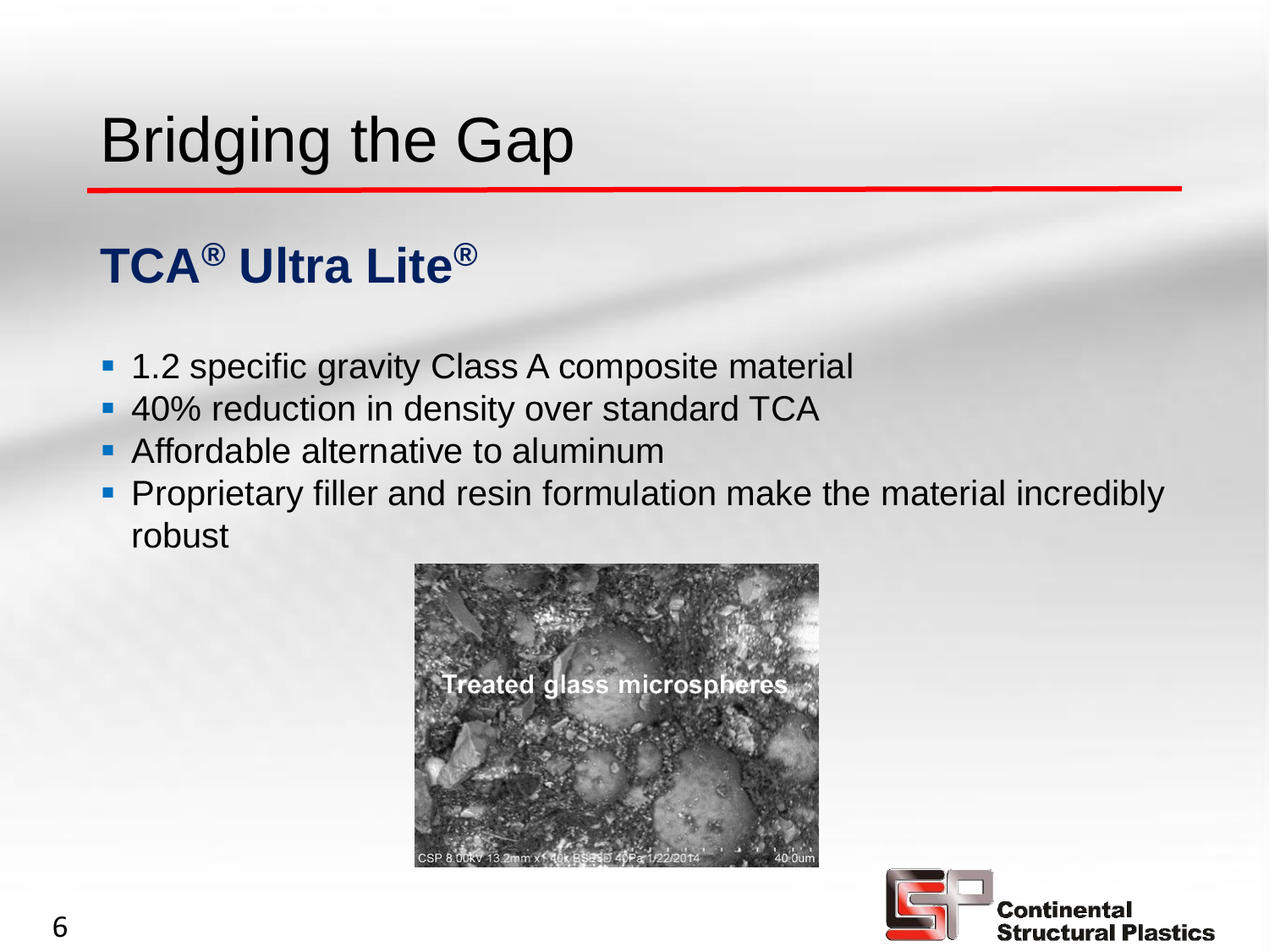# Bridging the Gap

## TCA® Ultra Lite®

- 1.2 specific gravity Class A composite material
- 40% reduction in density over standard TCA
- Affordable alternative to aluminum
- Proprietary filler and resin formulation make the material incredibly robust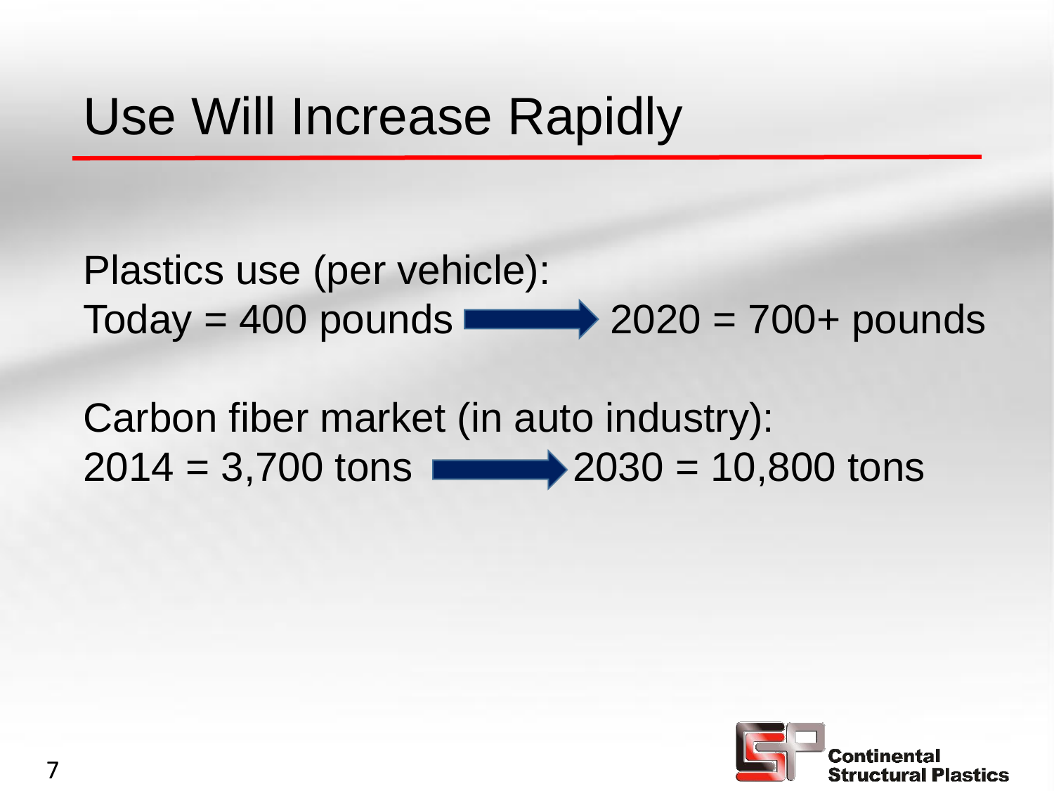# Use Will Increase Rapidly

Plastics use (per vehicle):
Today = 400 pounds → 2020 = 700+ pounds

Carbon fiber market (in auto industry):
2014 = 3,700 tons → 2030 = 10,800 tons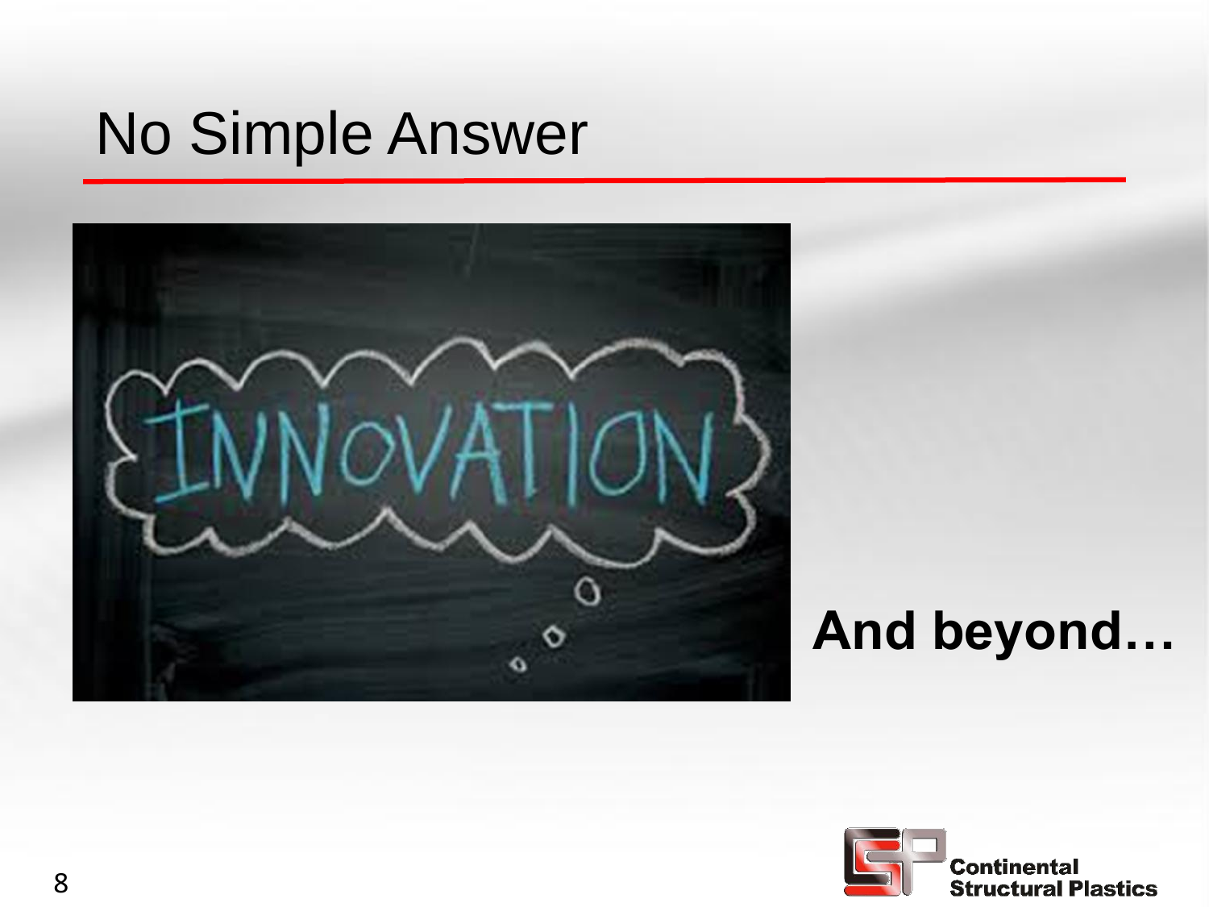# No Simple Answer

**And beyond…**